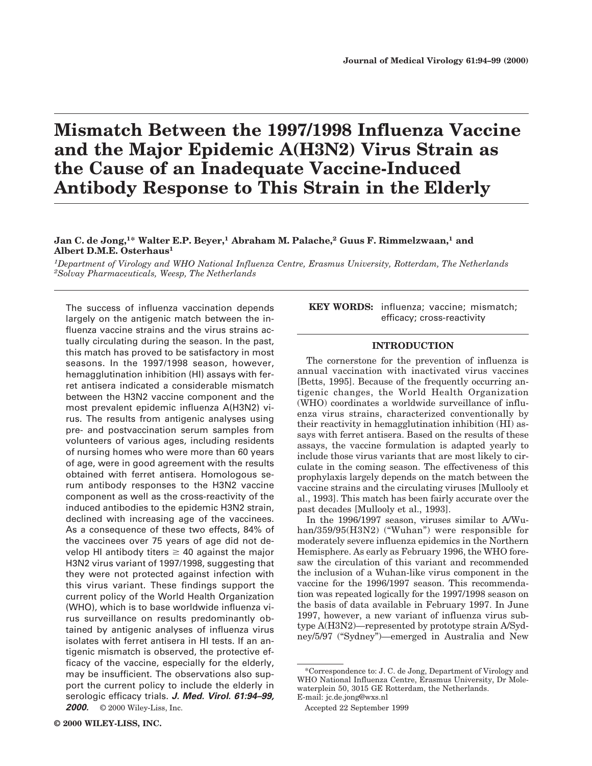# Mismatch Between the 1997/1998 Influenza Vaccine and the Major Epidemic A(H3N2) Virus Strain as the Cause of an Inadequate Vaccine-Induced Antibody Response to This Strain in the Elderly

**Jan C. de Jong,[1]* Walter E.P. Beyer,[1] Abraham M. Palache,[2] Guus F. Rimmelzwaan,[1] and Albert D.M.E. Osterhaus[1]**

*[1]Department of Virology and WHO National Influenza Centre, Erasmus University, Rotterdam, The Netherlands*
*[2]Solvay Pharmaceuticals, Weesp, The Netherlands*

The success of influenza vaccination depends largely on the antigenic match between the influenza vaccine strains and the virus strains actually circulating during the season. In the past, this match has proved to be satisfactory in most seasons. In the 1997/1998 season, however, hemagglutination inhibition (HI) assays with ferret antisera indicated a considerable mismatch between the H3N2 vaccine component and the most prevalent epidemic influenza A(H3N2) virus. The results from antigenic analyses using pre- and postvaccination serum samples from volunteers of various ages, including residents of nursing homes who were more than 60 years of age, were in good agreement with the results obtained with ferret antisera. Homologous serum antibody responses to the H3N2 vaccine component as well as the cross-reactivity of the induced antibodies to the epidemic H3N2 strain, declined with increasing age of the vaccinees. As a consequence of these two effects, 84% of the vaccinees over 75 years of age did not develop HI antibody titers ≥ 40 against the major H3N2 virus variant of 1997/1998, suggesting that they were not protected against infection with this virus variant. These findings support the current policy of the World Health Organization (WHO), which is to base worldwide influenza virus surveillance on results predominantly obtained by antigenic analyses of influenza virus isolates with ferret antisera in HI tests. If an antigenic mismatch is observed, the protective efficacy of the vaccine, especially for the elderly, may be insufficient. The observations also support the current policy to include the elderly in serologic efficacy trials. ***J. Med. Virol. 61:94–99, 2000.*** © 2000 Wiley-Liss, Inc.

**KEY WORDS:** influenza; vaccine; mismatch; efficacy; cross-reactivity

## INTRODUCTION

The cornerstone for the prevention of influenza is annual vaccination with inactivated virus vaccines [Betts, 1995]. Because of the frequently occurring antigenic changes, the World Health Organization (WHO) coordinates a worldwide surveillance of influenza virus strains, characterized conventionally by their reactivity in hemagglutination inhibition (HI) assays with ferret antisera. Based on the results of these assays, the vaccine formulation is adapted yearly to include those virus variants that are most likely to circulate in the coming season. The effectiveness of this prophylaxis largely depends on the match between the vaccine strains and the circulating viruses [Mullooly et al., 1993]. This match has been fairly accurate over the past decades [Mullooly et al., 1993].

In the 1996/1997 season, viruses similar to A/Wuhan/359/95(H3N2) ("Wuhan") were responsible for moderately severe influenza epidemics in the Northern Hemisphere. As early as February 1996, the WHO foresaw the circulation of this variant and recommended the inclusion of a Wuhan-like virus component in the vaccine for the 1996/1997 season. This recommendation was repeated logically for the 1997/1998 season on the basis of data available in February 1997. In June 1997, however, a new variant of influenza virus subtype A(H3N2)—represented by prototype strain A/Sydney/5/97 ("Sydney")—emerged in Australia and New

*Correspondence to: J. C. de Jong, Department of Virology and WHO National Influenza Centre, Erasmus University, Dr Molewaterplein 50, 3015 GE Rotterdam, the Netherlands. E-mail: jc.de.jong@wxs.nl

Accepted 22 September 1999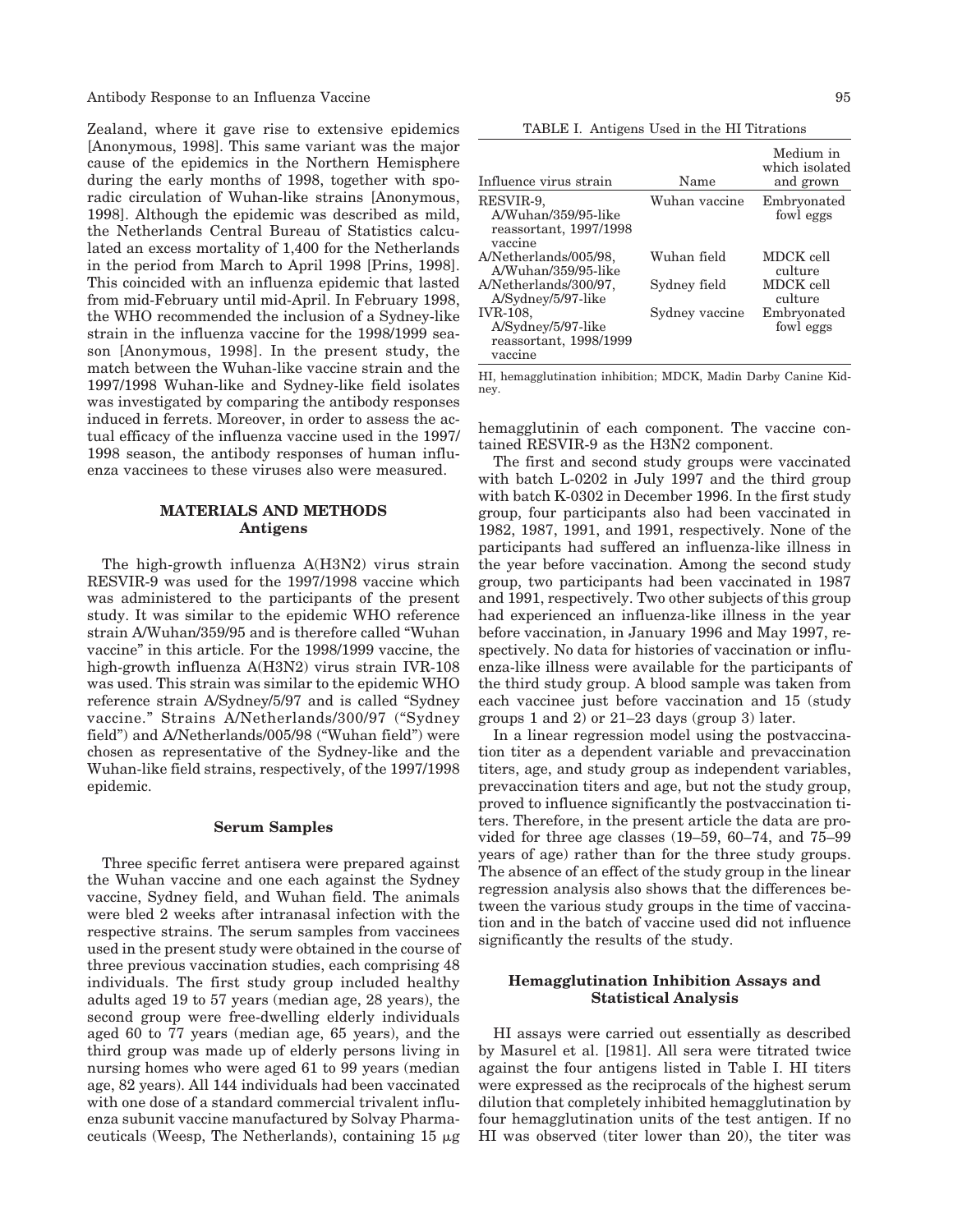Zealand, where it gave rise to extensive epidemics [Anonymous, 1998]. This same variant was the major cause of the epidemics in the Northern Hemisphere during the early months of 1998, together with sporadic circulation of Wuhan-like strains [Anonymous, 1998]. Although the epidemic was described as mild, the Netherlands Central Bureau of Statistics calculated an excess mortality of 1,400 for the Netherlands in the period from March to April 1998 [Prins, 1998]. This coincided with an influenza epidemic that lasted from mid-February until mid-April. In February 1998, the WHO recommended the inclusion of a Sydney-like strain in the influenza vaccine for the 1998/1999 season [Anonymous, 1998]. In the present study, the match between the Wuhan-like vaccine strain and the 1997/1998 Wuhan-like and Sydney-like field isolates was investigated by comparing the antibody responses induced in ferrets. Moreover, in order to assess the actual efficacy of the influenza vaccine used in the 1997/1998 season, the antibody responses of human influenza vaccinees to these viruses also were measured.

## MATERIALS AND METHODS

### Antigens

The high-growth influenza A(H3N2) virus strain RESVIR-9 was used for the 1997/1998 vaccine which was administered to the participants of the present study. It was similar to the epidemic WHO reference strain A/Wuhan/359/95 and is therefore called "Wuhan vaccine" in this article. For the 1998/1999 vaccine, the high-growth influenza A(H3N2) virus strain IVR-108 was used. This strain was similar to the epidemic WHO reference strain A/Sydney/5/97 and is called "Sydney vaccine." Strains A/Netherlands/300/97 ("Sydney field") and A/Netherlands/005/98 ("Wuhan field") were chosen as representative of the Sydney-like and the Wuhan-like field strains, respectively, of the 1997/1998 epidemic.

### Serum Samples

Three specific ferret antisera were prepared against the Wuhan vaccine and one each against the Sydney vaccine, Sydney field, and Wuhan field. The animals were bled 2 weeks after intranasal infection with the respective strains. The serum samples from vaccinees used in the present study were obtained in the course of three previous vaccination studies, each comprising 48 individuals. The first study group included healthy adults aged 19 to 57 years (median age, 28 years), the second group were free-dwelling elderly individuals aged 60 to 77 years (median age, 65 years), and the third group was made up of elderly persons living in nursing homes who were aged 61 to 99 years (median age, 82 years). All 144 individuals had been vaccinated with one dose of a standard commercial trivalent influenza subunit vaccine manufactured by Solvay Pharmaceuticals (Weesp, The Netherlands), containing 15 μg hemagglutinin of each component. The vaccine contained RESVIR-9 as the H3N2 component.

TABLE I. Antigens Used in the HI Titrations

| Influence virus strain | Name | Medium in which isolated and grown |
|---|---|---|
| RESVIR-9, A/Wuhan/359/95-like reassortant, 1997/1998 vaccine | Wuhan vaccine | Embryonated fowl eggs |
| A/Netherlands/005/98, A/Wuhan/359/95-like | Wuhan field | MDCK cell culture |
| A/Netherlands/300/97, A/Sydney/5/97-like | Sydney field | MDCK cell culture |
| IVR-108, A/Sydney/5/97-like reassortant, 1998/1999 vaccine | Sydney vaccine | Embryonated fowl eggs |

HI, hemagglutination inhibition; MDCK, Madin Darby Canine Kidney.

The first and second study groups were vaccinated with batch L-0202 in July 1997 and the third group with batch K-0302 in December 1996. In the first study group, four participants also had been vaccinated in 1982, 1987, 1991, and 1991, respectively. None of the participants had suffered an influenza-like illness in the year before vaccination. Among the second study group, two participants had been vaccinated in 1987 and 1991, respectively. Two other subjects of this group had experienced an influenza-like illness in the year before vaccination, in January 1996 and May 1997, respectively. No data for histories of vaccination or influenza-like illness were available for the participants of the third study group. A blood sample was taken from each vaccinee just before vaccination and 15 (study groups 1 and 2) or 21–23 days (group 3) later.

In a linear regression model using the postvaccination titer as a dependent variable and prevaccination titers, age, and study group as independent variables, prevaccination titers and age, but not the study group, proved to influence significantly the postvaccination titers. Therefore, in the present article the data are provided for three age classes (19–59, 60–74, and 75–99 years of age) rather than for the three study groups. The absence of an effect of the study group in the linear regression analysis also shows that the differences between the various study groups in the time of vaccination and in the batch of vaccine used did not influence significantly the results of the study.

### Hemagglutination Inhibition Assays and Statistical Analysis

HI assays were carried out essentially as described by Masurel et al. [1981]. All sera were titrated twice against the four antigens listed in Table I. HI titers were expressed as the reciprocals of the highest serum dilution that completely inhibited hemagglutination by four hemagglutination units of the test antigen. If no HI was observed (titer lower than 20), the titer was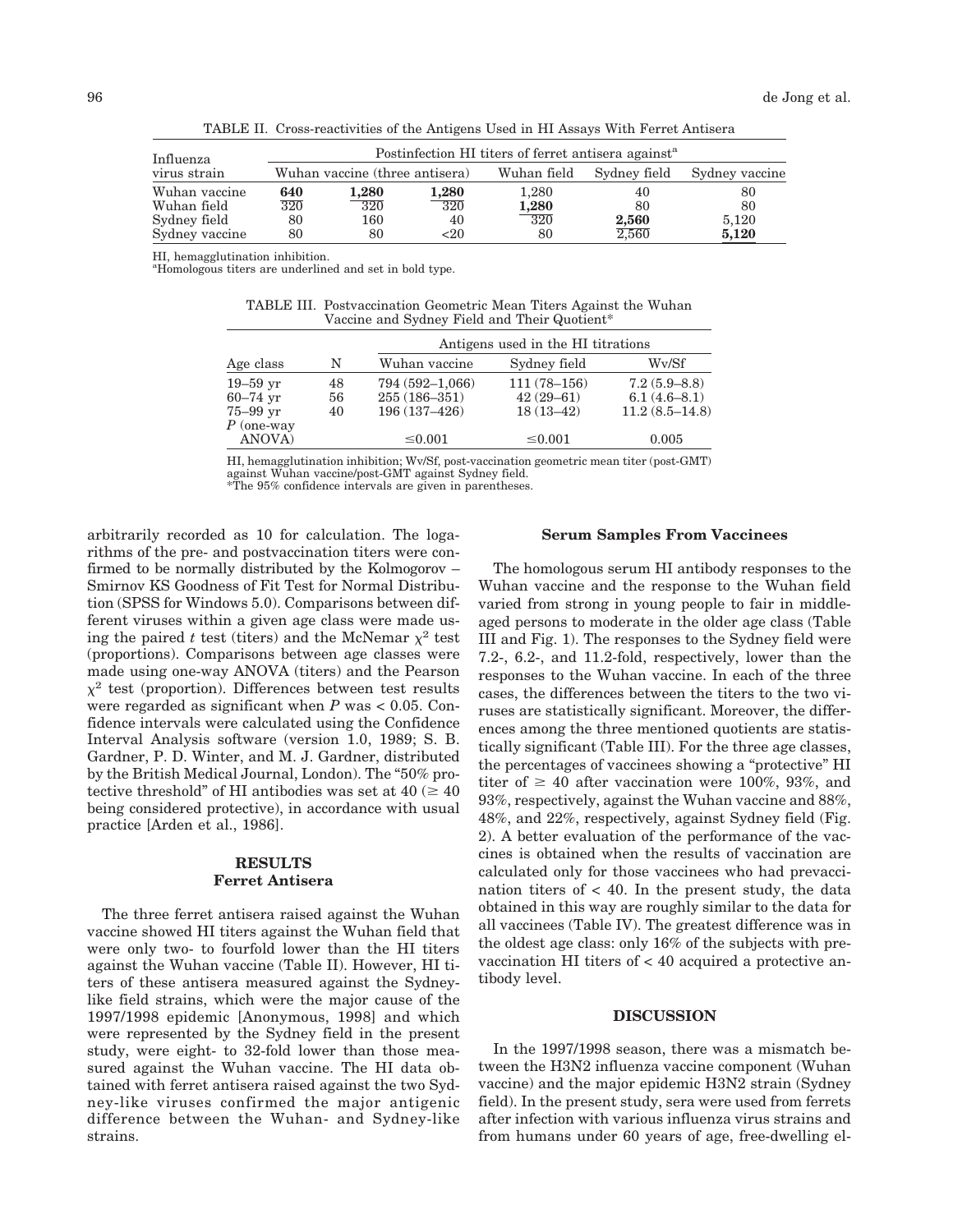TABLE II. Cross-reactivities of the Antigens Used in HI Assays With Ferret Antisera

| Influenza virus strain | Postinfection HI titers of ferret antisera against[a] | | | | | |
|---|---|---|---|---|---|---|
| | Wuhan vaccine (three antisera) | | | Wuhan field | Sydney field | Sydney vaccine |
| Wuhan vaccine | **640** | **1,280** | **1,280** | 1,280 | 40 | 80 |
| Wuhan field | 320 | 320 | 320 | **1,280** | 80 | 80 |
| Sydney field | 80 | 160 | 40 | 320 | **2,560** | 5,120 |
| Sydney vaccine | 80 | 80 | <20 | 80 | 2,560 | **5,120** |

HI, hemagglutination inhibition.
[a]Homologous titers are underlined and set in bold type.

TABLE III. Postvaccination Geometric Mean Titers Against the Wuhan Vaccine and Sydney Field and Their Quotient*

| Age class | N | Antigens used in the HI titrations | | |
|---|---|---|---|---|
| | | Wuhan vaccine | Sydney field | Wv/Sf |
| 19–59 yr | 48 | 794 (592–1,066) | 111 (78–156) | 7.2 (5.9–8.8) |
| 60–74 yr | 56 | 255 (186–351) | 42 (29–61) | 6.1 (4.6–8.1) |
| 75–99 yr | 40 | 196 (137–426) | 18 (13–42) | 11.2 (8.5–14.8) |
| *P* (one-way ANOVA) | | ≤0.001 | ≤0.001 | 0.005 |

HI, hemagglutination inhibition; Wv/Sf, post-vaccination geometric mean titer (post-GMT) against Wuhan vaccine/post-GMT against Sydney field.
*The 95% confidence intervals are given in parentheses.

arbitrarily recorded as 10 for calculation. The logarithms of the pre- and postvaccination titers were confirmed to be normally distributed by the Kolmogorov – Smirnov KS Goodness of Fit Test for Normal Distribution (SPSS for Windows 5.0). Comparisons between different viruses within a given age class were made using the paired *t* test (titers) and the McNemar $\chi^2$ test (proportions). Comparisons between age classes were made using one-way ANOVA (titers) and the Pearson $\chi^2$ test (proportion). Differences between test results were regarded as significant when *P* was < 0.05. Confidence intervals were calculated using the Confidence Interval Analysis software (version 1.0, 1989; S. B. Gardner, P. D. Winter, and M. J. Gardner, distributed by the British Medical Journal, London). The "50% protective threshold" of HI antibodies was set at 40 (≥ 40 being considered protective), in accordance with usual practice [Arden et al., 1986].

## RESULTS

### Ferret Antisera

The three ferret antisera raised against the Wuhan vaccine showed HI titers against the Wuhan field that were only two- to fourfold lower than the HI titers against the Wuhan vaccine (Table II). However, HI titers of these antisera measured against the Sydney-like field strains, which were the major cause of the 1997/1998 epidemic [Anonymous, 1998] and which were represented by the Sydney field in the present study, were eight- to 32-fold lower than those measured against the Wuhan vaccine. The HI data obtained with ferret antisera raised against the two Sydney-like viruses confirmed the major antigenic difference between the Wuhan- and Sydney-like strains.

### Serum Samples From Vaccinees

The homologous serum HI antibody responses to the Wuhan vaccine and the response to the Wuhan field varied from strong in young people to fair in middle-aged persons to moderate in the older age class (Table III and Fig. 1). The responses to the Sydney field were 7.2-, 6.2-, and 11.2-fold, respectively, lower than the responses to the Wuhan vaccine. In each of the three cases, the differences between the titers to the two viruses are statistically significant. Moreover, the differences among the three mentioned quotients are statistically significant (Table III). For the three age classes, the percentages of vaccinees showing a "protective" HI titer of ≥ 40 after vaccination were 100%, 93%, and 93%, respectively, against the Wuhan vaccine and 88%, 48%, and 22%, respectively, against Sydney field (Fig. 2). A better evaluation of the performance of the vaccines is obtained when the results of vaccination are calculated only for those vaccinees who had prevaccination titers of < 40. In the present study, the data obtained in this way are roughly similar to the data for all vaccinees (Table IV). The greatest difference was in the oldest age class: only 16% of the subjects with prevaccination HI titers of < 40 acquired a protective antibody level.

## DISCUSSION

In the 1997/1998 season, there was a mismatch between the H3N2 influenza vaccine component (Wuhan vaccine) and the major epidemic H3N2 strain (Sydney field). In the present study, sera were used from ferrets after infection with various influenza virus strains and from humans under 60 years of age, free-dwelling el-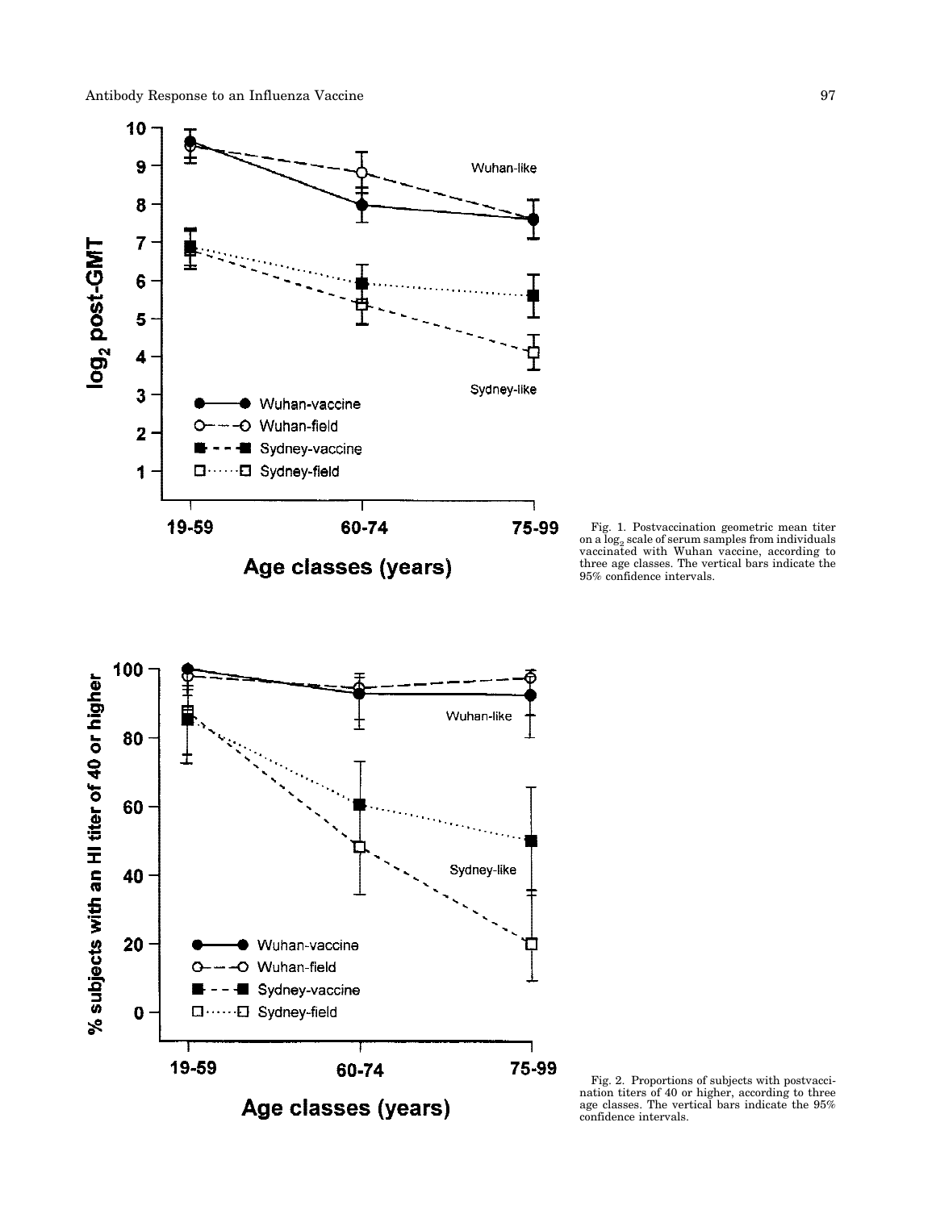Fig. 1. Postvaccination geometric mean titer on a $\log_2$ scale of serum samples from individuals vaccinated with Wuhan vaccine, according to three age classes. The vertical bars indicate the 95% confidence intervals.

Fig. 2. Proportions of subjects with postvaccination titers of 40 or higher, according to three age classes. The vertical bars indicate the 95% confidence intervals.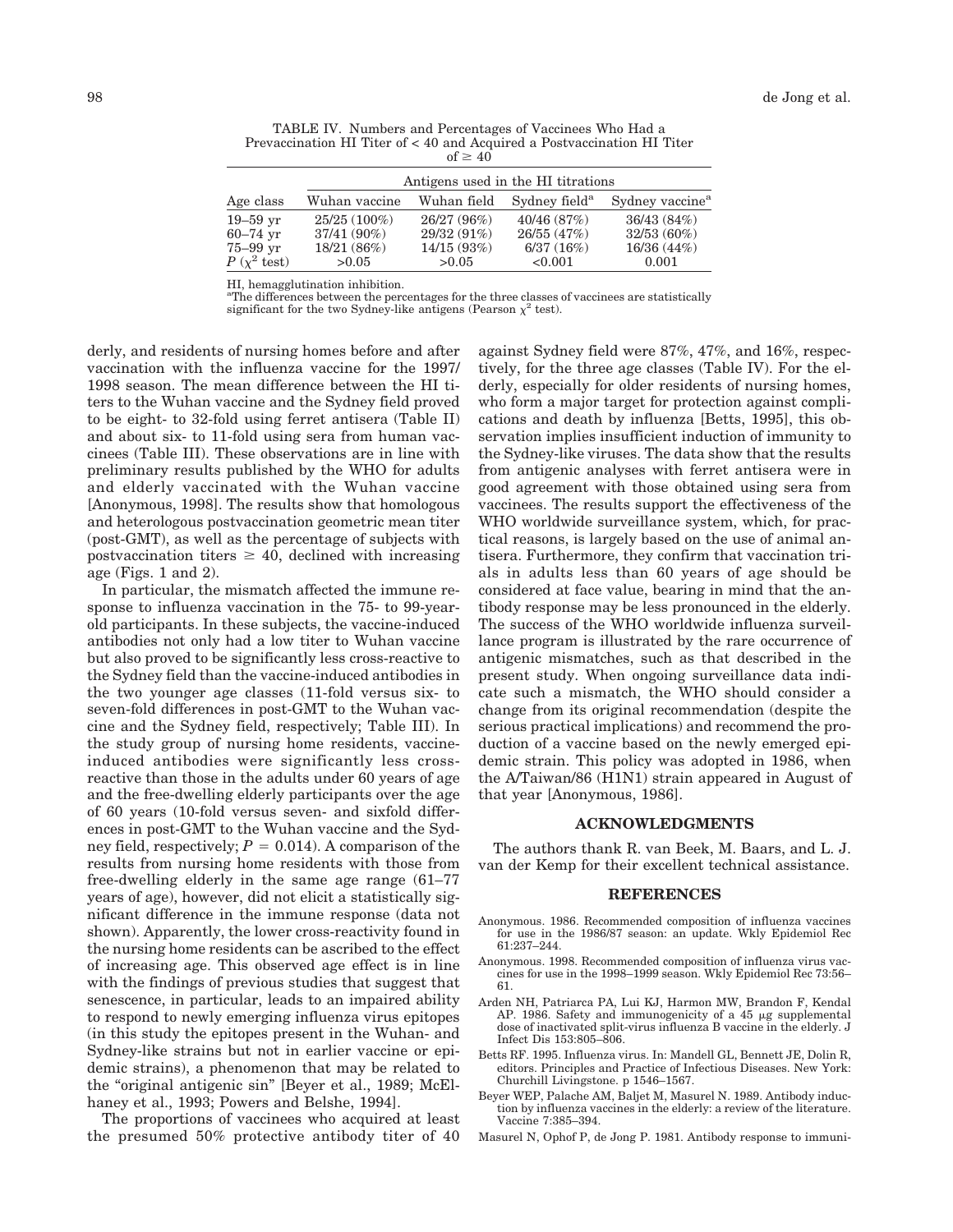TABLE IV. Numbers and Percentages of Vaccinees Who Had a Prevaccination HI Titer of < 40 and Acquired a Postvaccination HI Titer of ≥ 40

| Age class | Antigens used in the HI titrations | | | |
|---|---|---|---|---|
| | Wuhan vaccine | Wuhan field | Sydney field[a] | Sydney vaccine[a] |
| 19–59 yr | 25/25 (100%) | 26/27 (96%) | 40/46 (87%) | 36/43 (84%) |
| 60–74 yr | 37/41 (90%) | 29/32 (91%) | 26/55 (47%) | 32/53 (60%) |
| 75–99 yr | 18/21 (86%) | 14/15 (93%) | 6/37 (16%) | 16/36 (44%) |
| $P$ ($\chi^2$ test) | >0.05 | >0.05 | <0.001 | 0.001 |

HI, hemagglutination inhibition.
[a]The differences between the percentages for the three classes of vaccinees are statistically significant for the two Sydney-like antigens (Pearson $\chi^2$ test).

derly, and residents of nursing homes before and after vaccination with the influenza vaccine for the 1997/1998 season. The mean difference between the HI titers to the Wuhan vaccine and the Sydney field proved to be eight- to 32-fold using ferret antisera (Table II) and about six- to 11-fold using sera from human vaccinees (Table III). These observations are in line with preliminary results published by the WHO for adults and elderly vaccinated with the Wuhan vaccine [Anonymous, 1998]. The results show that homologous and heterologous postvaccination geometric mean titer (post-GMT), as well as the percentage of subjects with postvaccination titers ≥ 40, declined with increasing age (Figs. 1 and 2).

In particular, the mismatch affected the immune response to influenza vaccination in the 75- to 99-year-old participants. In these subjects, the vaccine-induced antibodies not only had a low titer to Wuhan vaccine but also proved to be significantly less cross-reactive to the Sydney field than the vaccine-induced antibodies in the two younger age classes (11-fold versus six- to seven-fold differences in post-GMT to the Wuhan vaccine and the Sydney field, respectively; Table III). In the study group of nursing home residents, vaccine-induced antibodies were significantly less cross-reactive than those in the adults under 60 years of age and the free-dwelling elderly participants over the age of 60 years (10-fold versus seven- and sixfold differences in post-GMT to the Wuhan vaccine and the Sydney field, respectively; $P = 0.014$). A comparison of the results from nursing home residents with those from free-dwelling elderly in the same age range (61–77 years of age), however, did not elicit a statistically significant difference in the immune response (data not shown). Apparently, the lower cross-reactivity found in the nursing home residents can be ascribed to the effect of increasing age. This observed age effect is in line with the findings of previous studies that suggest that senescence, in particular, leads to an impaired ability to respond to newly emerging influenza virus epitopes (in this study the epitopes present in the Wuhan- and Sydney-like strains but not in earlier vaccine or epidemic strains), a phenomenon that may be related to the "original antigenic sin" [Beyer et al., 1989; McElhaney et al., 1993; Powers and Belshe, 1994].

The proportions of vaccinees who acquired at least the presumed 50% protective antibody titer of 40 against Sydney field were 87%, 47%, and 16%, respectively, for the three age classes (Table IV). For the elderly, especially for older residents of nursing homes, who form a major target for protection against complications and death by influenza [Betts, 1995], this observation implies insufficient induction of immunity to the Sydney-like viruses. The data show that the results from antigenic analyses with ferret antisera were in good agreement with those obtained using sera from vaccinees. The results support the effectiveness of the WHO worldwide surveillance system, which, for practical reasons, is largely based on the use of animal antisera. Furthermore, they confirm that vaccination trials in adults less than 60 years of age should be considered at face value, bearing in mind that the antibody response may be less pronounced in the elderly. The success of the WHO worldwide influenza surveillance program is illustrated by the rare occurrence of antigenic mismatches, such as that described in the present study. When ongoing surveillance data indicate such a mismatch, the WHO should consider a change from its original recommendation (despite the serious practical implications) and recommend the production of a vaccine based on the newly emerged epidemic strain. This policy was adopted in 1986, when the A/Taiwan/86 (H1N1) strain appeared in August of that year [Anonymous, 1986].

## ACKNOWLEDGMENTS

The authors thank R. van Beek, M. Baars, and L. J. van der Kemp for their excellent technical assistance.

## REFERENCES

Anonymous. 1986. Recommended composition of influenza vaccines for use in the 1986/87 season: an update. Wkly Epidemiol Rec 61:237–244.

Anonymous. 1998. Recommended composition of influenza virus vaccines for use in the 1998–1999 season. Wkly Epidemiol Rec 73:56–61.

Arden NH, Patriarca PA, Lui KJ, Harmon MW, Brandon F, Kendal AP. 1986. Safety and immunogenicity of a 45 μg supplemental dose of inactivated split-virus influenza B vaccine in the elderly. J Infect Dis 153:805–806.

Betts RF. 1995. Influenza virus. In: Mandell GL, Bennett JE, Dolin R, editors. Principles and Practice of Infectious Diseases. New York: Churchill Livingstone. p 1546–1567.

Beyer WEP, Palache AM, Baljet M, Masurel N. 1989. Antibody induction by influenza vaccines in the elderly: a review of the literature. Vaccine 7:385–394.

Masurel N, Ophof P, de Jong P. 1981. Antibody response to immuni-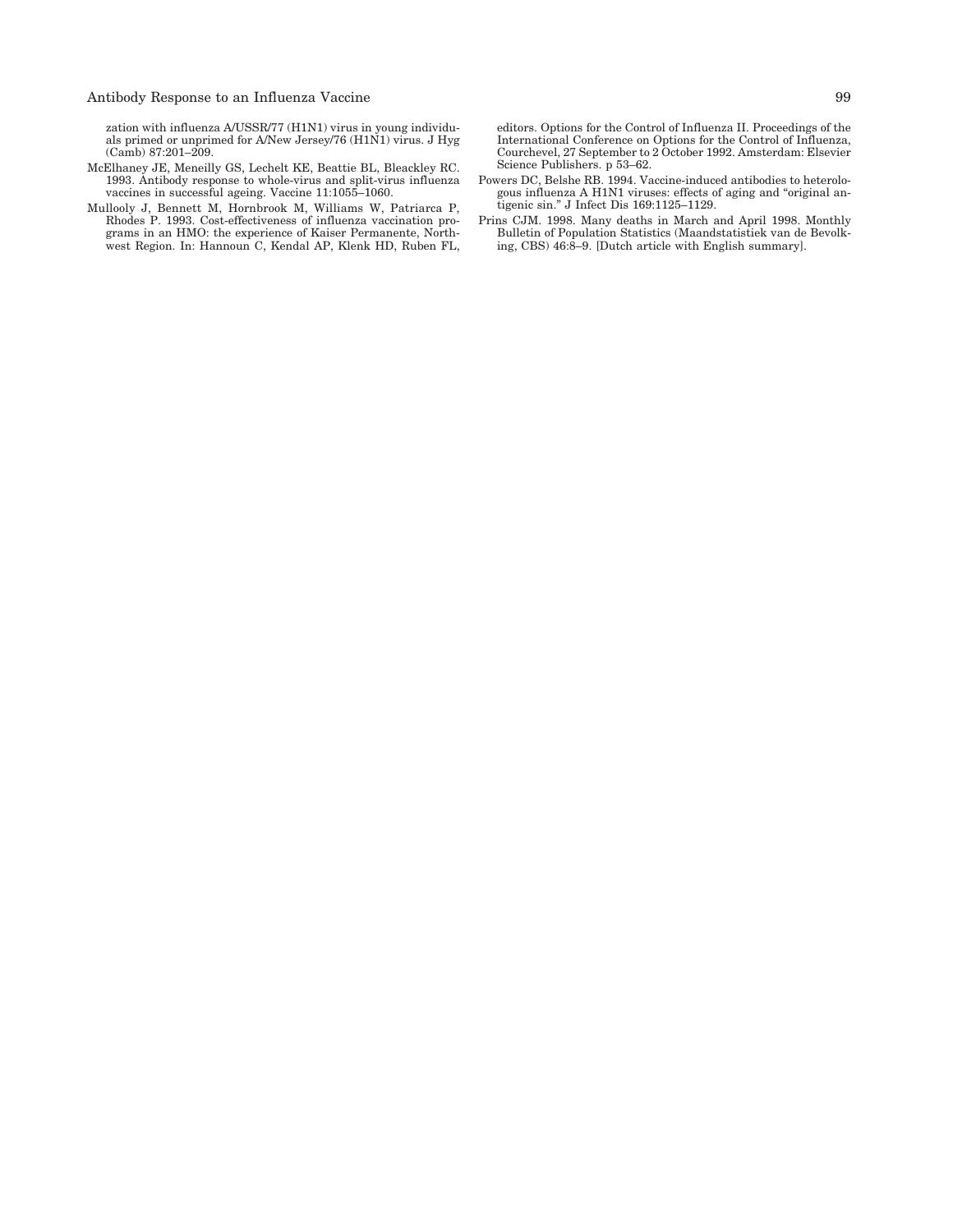zation with influenza A/USSR/77 (H1N1) virus in young individuals primed or unprimed for A/New Jersey/76 (H1N1) virus. J Hyg (Camb) 87:201–209.

McElhaney JE, Meneilly GS, Lechelt KE, Beattie BL, Bleackley RC. 1993. Antibody response to whole-virus and split-virus influenza vaccines in successful ageing. Vaccine 11:1055–1060.

Mullooly J, Bennett M, Hornbrook M, Williams W, Patriarca P, Rhodes P. 1993. Cost-effectiveness of influenza vaccination programs in an HMO: the experience of Kaiser Permanente, Northwest Region. In: Hannoun C, Kendal AP, Klenk HD, Ruben FL, editors. Options for the Control of Influenza II. Proceedings of the International Conference on Options for the Control of Influenza, Courchevel, 27 September to 2 October 1992. Amsterdam: Elsevier Science Publishers. p 53–62.

Powers DC, Belshe RB. 1994. Vaccine-induced antibodies to heterologous influenza A H1N1 viruses: effects of aging and "original antigenic sin." J Infect Dis 169:1125–1129.

Prins CJM. 1998. Many deaths in March and April 1998. Monthly Bulletin of Population Statistics (Maandstatistiek van de Bevolking, CBS) 46:8–9. [Dutch article with English summary].